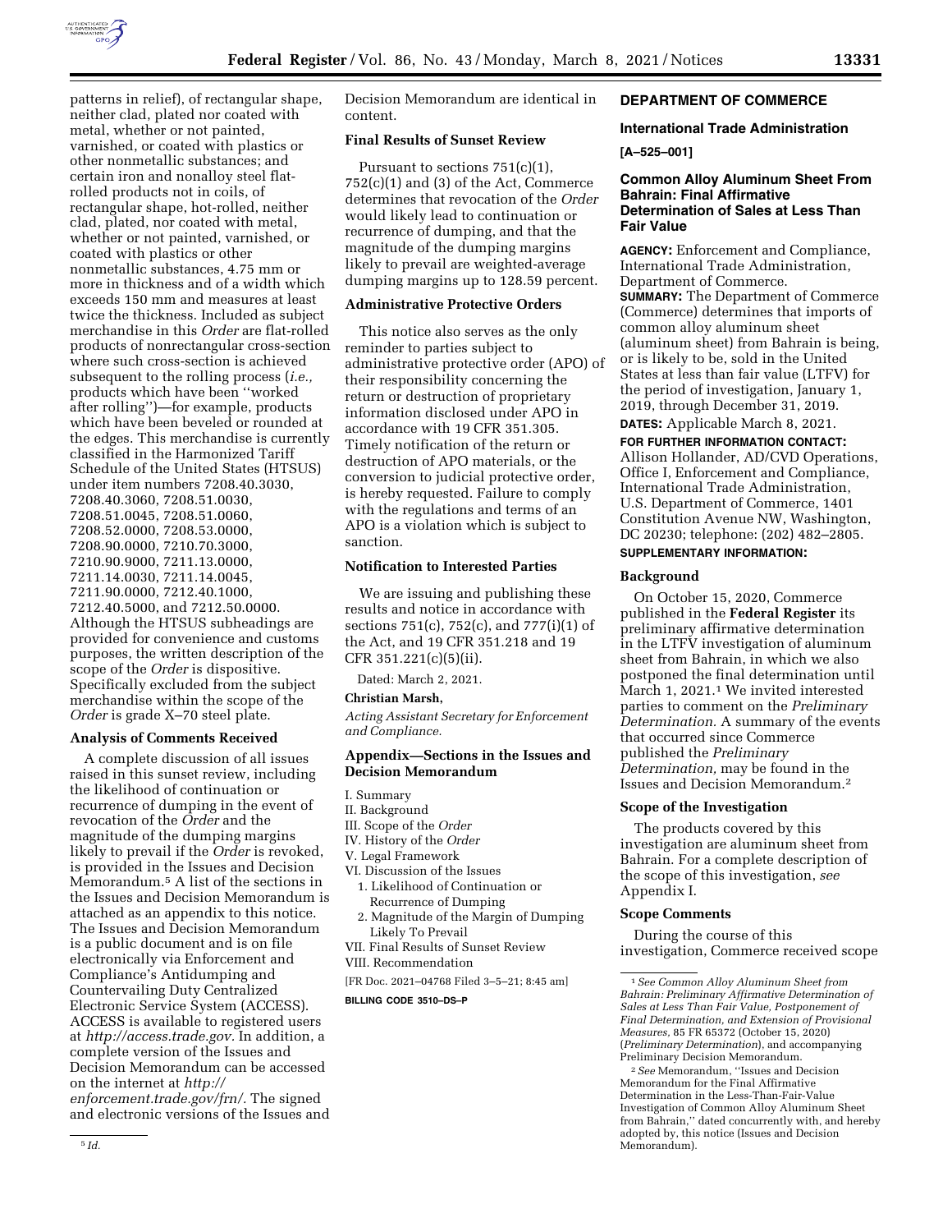patterns in relief), of rectangular shape, neither clad, plated nor coated with metal, whether or not painted, varnished, or coated with plastics or other nonmetallic substances; and certain iron and nonalloy steel flat-rolled products not in coils, of rectangular shape, hot-rolled, neither clad, plated, nor coated with metal, whether or not painted, varnished, or coated with plastics or other nonmetallic substances, 4.75 mm or more in thickness and of a width which exceeds 150 mm and measures at least twice the thickness. Included as subject merchandise in this *Order* are flat-rolled products of nonrectangular cross-section where such cross-section is achieved subsequent to the rolling process (*i.e.,* products which have been ''worked after rolling'')—for example, products which have been beveled or rounded at the edges. This merchandise is currently classified in the Harmonized Tariff Schedule of the United States (HTSUS) under item numbers 7208.40.3030, 7208.40.3060, 7208.51.0030, 7208.51.0045, 7208.51.0060, 7208.52.0000, 7208.53.0000, 7208.90.0000, 7210.70.3000, 7210.90.9000, 7211.13.0000, 7211.14.0030, 7211.14.0045, 7211.90.0000, 7212.40.1000, 7212.40.5000, and 7212.50.0000. Although the HTSUS subheadings are provided for convenience and customs purposes, the written description of the scope of the *Order* is dispositive. Specifically excluded from the subject merchandise within the scope of the *Order* is grade X–70 steel plate.

### Analysis of Comments Received

A complete discussion of all issues raised in this sunset review, including the likelihood of continuation or recurrence of dumping in the event of revocation of the *Order* and the magnitude of the dumping margins likely to prevail if the *Order* is revoked, is provided in the Issues and Decision Memorandum.[5] A list of the sections in the Issues and Decision Memorandum is attached as an appendix to this notice. The Issues and Decision Memorandum is a public document and is on file electronically via Enforcement and Compliance's Antidumping and Countervailing Duty Centralized Electronic Service System (ACCESS). ACCESS is available to registered users at *http://access.trade.gov*. In addition, a complete version of the Issues and Decision Memorandum can be accessed on the internet at *http://enforcement.trade.gov/frn/*. The signed and electronic versions of the Issues and Decision Memorandum are identical in content.

[5] *Id.*

### Final Results of Sunset Review

Pursuant to sections 751(c)(1), 752(c)(1) and (3) of the Act, Commerce determines that revocation of the *Order* would likely lead to continuation or recurrence of dumping, and that the magnitude of the dumping margins likely to prevail are weighted-average dumping margins up to 128.59 percent.

### Administrative Protective Orders

This notice also serves as the only reminder to parties subject to administrative protective order (APO) of their responsibility concerning the return or destruction of proprietary information disclosed under APO in accordance with 19 CFR 351.305. Timely notification of the return or destruction of APO materials, or the conversion to judicial protective order, is hereby requested. Failure to comply with the regulations and terms of an APO is a violation which is subject to sanction.

### Notification to Interested Parties

We are issuing and publishing these results and notice in accordance with sections 751(c), 752(c), and 777(i)(1) of the Act, and 19 CFR 351.218 and 19 CFR 351.221(c)(5)(ii).

Dated: March 2, 2021.

**Christian Marsh,**

*Acting Assistant Secretary for Enforcement and Compliance.*

### Appendix—Sections in the Issues and Decision Memorandum

I. Summary
II. Background
III. Scope of the *Order*
IV. History of the *Order*
V. Legal Framework
VI. Discussion of the Issues
  1. Likelihood of Continuation or Recurrence of Dumping
  2. Magnitude of the Margin of Dumping Likely To Prevail
VII. Final Results of Sunset Review
VIII. Recommendation

[FR Doc. 2021–04768 Filed 3–5–21; 8:45 am]

**BILLING CODE 3510–DS–P**

## DEPARTMENT OF COMMERCE

### International Trade Administration

**[A–525–001]**

### Common Alloy Aluminum Sheet From Bahrain: Final Affirmative Determination of Sales at Less Than Fair Value

**AGENCY:** Enforcement and Compliance, International Trade Administration, Department of Commerce.

**SUMMARY:** The Department of Commerce (Commerce) determines that imports of common alloy aluminum sheet (aluminum sheet) from Bahrain is being, or is likely to be, sold in the United States at less than fair value (LTFV) for the period of investigation, January 1, 2019, through December 31, 2019.

**DATES:** Applicable March 8, 2021.

**FOR FURTHER INFORMATION CONTACT:** Allison Hollander, AD/CVD Operations, Office I, Enforcement and Compliance, International Trade Administration, U.S. Department of Commerce, 1401 Constitution Avenue NW, Washington, DC 20230; telephone: (202) 482–2805.

**SUPPLEMENTARY INFORMATION:**

### Background

On October 15, 2020, Commerce published in the **Federal Register** its preliminary affirmative determination in the LTFV investigation of aluminum sheet from Bahrain, in which we also postponed the final determination until March 1, 2021.[1] We invited interested parties to comment on the *Preliminary Determination.* A summary of the events that occurred since Commerce published the *Preliminary Determination,* may be found in the Issues and Decision Memorandum.[2]

### Scope of the Investigation

The products covered by this investigation are aluminum sheet from Bahrain. For a complete description of the scope of this investigation, *see* Appendix I.

### Scope Comments

During the course of this investigation, Commerce received scope

[1] *See Common Alloy Aluminum Sheet from Bahrain: Preliminary Affirmative Determination of Sales at Less Than Fair Value, Postponement of Final Determination, and Extension of Provisional Measures,* 85 FR 65372 (October 15, 2020) (*Preliminary Determination*), and accompanying Preliminary Decision Memorandum.

[2] *See* Memorandum, ''Issues and Decision Memorandum for the Final Affirmative Determination in the Less-Than-Fair-Value Investigation of Common Alloy Aluminum Sheet from Bahrain,'' dated concurrently with, and hereby adopted by, this notice (Issues and Decision Memorandum).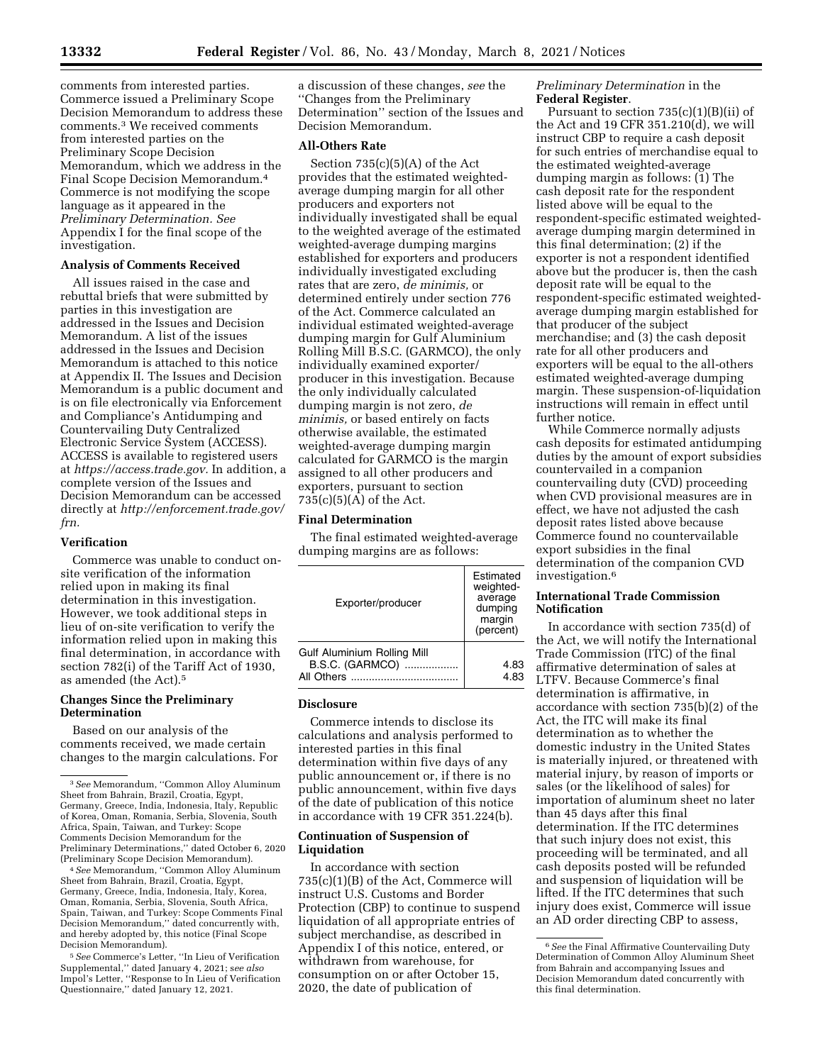comments from interested parties. Commerce issued a Preliminary Scope Decision Memorandum to address these comments.[3] We received comments from interested parties on the Preliminary Scope Decision Memorandum, which we address in the Final Scope Decision Memorandum.[4] Commerce is not modifying the scope language as it appeared in the *Preliminary Determination. See* Appendix I for the final scope of the investigation.

### Analysis of Comments Received

All issues raised in the case and rebuttal briefs that were submitted by parties in this investigation are addressed in the Issues and Decision Memorandum. A list of the issues addressed in the Issues and Decision Memorandum is attached to this notice at Appendix II. The Issues and Decision Memorandum is a public document and is on file electronically via Enforcement and Compliance's Antidumping and Countervailing Duty Centralized Electronic Service System (ACCESS). ACCESS is available to registered users at *https://access.trade.gov.* In addition, a complete version of the Issues and Decision Memorandum can be accessed directly at *http://enforcement.trade.gov/frn.*

### Verification

Commerce was unable to conduct on-site verification of the information relied upon in making its final determination in this investigation. However, we took additional steps in lieu of on-site verification to verify the information relied upon in making this final determination, in accordance with section 782(i) of the Tariff Act of 1930, as amended (the Act).[5]

### Changes Since the Preliminary Determination

Based on our analysis of the comments received, we made certain changes to the margin calculations. For a discussion of these changes, *see* the ''Changes from the Preliminary Determination'' section of the Issues and Decision Memorandum.

### All-Others Rate

Section 735(c)(5)(A) of the Act provides that the estimated weighted-average dumping margin for all other producers and exporters not individually investigated shall be equal to the weighted average of the estimated weighted-average dumping margins established for exporters and producers individually investigated excluding rates that are zero, *de minimis,* or determined entirely under section 776 of the Act. Commerce calculated an individual estimated weighted-average dumping margin for Gulf Aluminium Rolling Mill B.S.C. (GARMCO), the only individually examined exporter/producer in this investigation. Because the only individually calculated dumping margin is not zero, *de minimis,* or based entirely on facts otherwise available, the estimated weighted-average dumping margin calculated for GARMCO is the margin assigned to all other producers and exporters, pursuant to section 735(c)(5)(A) of the Act.

### Final Determination

The final estimated weighted-average dumping margins are as follows:

| Exporter/producer | Estimated weighted-average dumping margin (percent) |
|---|---|
| Gulf Aluminium Rolling Mill B.S.C. (GARMCO) | 4.83 |
| All Others | 4.83 |

### Disclosure

Commerce intends to disclose its calculations and analysis performed to interested parties in this final determination within five days of any public announcement or, if there is no public announcement, within five days of the date of publication of this notice in accordance with 19 CFR 351.224(b).

### Continuation of Suspension of Liquidation

In accordance with section 735(c)(1)(B) of the Act, Commerce will instruct U.S. Customs and Border Protection (CBP) to continue to suspend liquidation of all appropriate entries of subject merchandise, as described in Appendix I of this notice, entered, or withdrawn from warehouse, for consumption on or after October 15, 2020, the date of publication of *Preliminary Determination* in the **Federal Register**.

Pursuant to section 735(c)(1)(B)(ii) of the Act and 19 CFR 351.210(d), we will instruct CBP to require a cash deposit for such entries of merchandise equal to the estimated weighted-average dumping margin as follows: (1) The cash deposit rate for the respondent listed above will be equal to the respondent-specific estimated weighted-average dumping margin determined in this final determination; (2) if the exporter is not a respondent identified above but the producer is, then the cash deposit rate will be equal to the respondent-specific estimated weighted-average dumping margin established for that producer of the subject merchandise; and (3) the cash deposit rate for all other producers and exporters will be equal to the all-others estimated weighted-average dumping margin. These suspension-of-liquidation instructions will remain in effect until further notice.

While Commerce normally adjusts cash deposits for estimated antidumping duties by the amount of export subsidies countervailed in a companion countervailing duty (CVD) proceeding when CVD provisional measures are in effect, we have not adjusted the cash deposit rates listed above because Commerce found no countervailable export subsidies in the final determination of the companion CVD investigation.[6]

### International Trade Commission Notification

In accordance with section 735(d) of the Act, we will notify the International Trade Commission (ITC) of the final affirmative determination of sales at LTFV. Because Commerce's final determination is affirmative, in accordance with section 735(b)(2) of the Act, the ITC will make its final determination as to whether the domestic industry in the United States is materially injured, or threatened with material injury, by reason of imports or sales (or the likelihood of sales) for importation of aluminum sheet no later than 45 days after this final determination. If the ITC determines that such injury does not exist, this proceeding will be terminated, and all cash deposits posted will be refunded and suspension of liquidation will be lifted. If the ITC determines that such injury does exist, Commerce will issue an AD order directing CBP to assess,

---

[3] *See* Memorandum, ''Common Alloy Aluminum Sheet from Bahrain, Brazil, Croatia, Egypt, Germany, Greece, India, Indonesia, Italy, Republic of Korea, Oman, Romania, Serbia, Slovenia, South Africa, Spain, Taiwan, and Turkey: Scope Comments Decision Memorandum for the Preliminary Determinations,'' dated October 6, 2020 (Preliminary Scope Decision Memorandum).

[4] *See* Memorandum, ''Common Alloy Aluminum Sheet from Bahrain, Brazil, Croatia, Egypt, Germany, Greece, India, Indonesia, Italy, Korea, Oman, Romania, Serbia, Slovenia, South Africa, Spain, Taiwan, and Turkey: Scope Comments Final Decision Memorandum,'' dated concurrently with, and hereby adopted by, this notice (Final Scope Decision Memorandum).

[5] *See* Commerce's Letter, ''In Lieu of Verification Supplemental,'' dated January 4, 2021; *see also* Impol's Letter, ''Response to In Lieu of Verification Questionnaire,'' dated January 12, 2021.

[6] *See* the Final Affirmative Countervailing Duty Determination of Common Alloy Aluminum Sheet from Bahrain and accompanying Issues and Decision Memorandum dated concurrently with this final determination.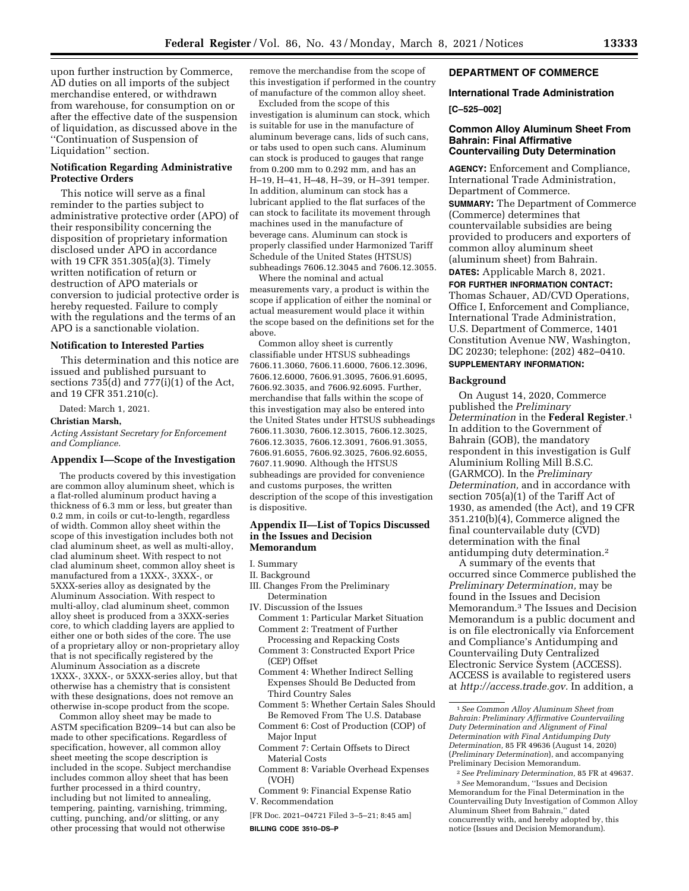upon further instruction by Commerce, AD duties on all imports of the subject merchandise entered, or withdrawn from warehouse, for consumption on or after the effective date of the suspension of liquidation, as discussed above in the ''Continuation of Suspension of Liquidation'' section.

### Notification Regarding Administrative Protective Orders

This notice will serve as a final reminder to the parties subject to administrative protective order (APO) of their responsibility concerning the disposition of proprietary information disclosed under APO in accordance with 19 CFR 351.305(a)(3). Timely written notification of return or destruction of APO materials or conversion to judicial protective order is hereby requested. Failure to comply with the regulations and the terms of an APO is a sanctionable violation.

### Notification to Interested Parties

This determination and this notice are issued and published pursuant to sections 735(d) and 777(i)(1) of the Act, and 19 CFR 351.210(c).

Dated: March 1, 2021.

**Christian Marsh,**

*Acting Assistant Secretary for Enforcement and Compliance.*

### Appendix I—Scope of the Investigation

The products covered by this investigation are common alloy aluminum sheet, which is a flat-rolled aluminum product having a thickness of 6.3 mm or less, but greater than 0.2 mm, in coils or cut-to-length, regardless of width. Common alloy sheet within the scope of this investigation includes both not clad aluminum sheet, as well as multi-alloy, clad aluminum sheet. With respect to not clad aluminum sheet, common alloy sheet is manufactured from a 1XXX-, 3XXX-, or 5XXX-series alloy as designated by the Aluminum Association. With respect to multi-alloy, clad aluminum sheet, common alloy sheet is produced from a 3XXX-series core, to which cladding layers are applied to either one or both sides of the core. The use of a proprietary alloy or non-proprietary alloy that is not specifically registered by the Aluminum Association as a discrete 1XXX-, 3XXX-, or 5XXX-series alloy, but that otherwise has a chemistry that is consistent with these designations, does not remove an otherwise in-scope product from the scope.

Common alloy sheet may be made to ASTM specification B209–14 but can also be made to other specifications. Regardless of specification, however, all common alloy sheet meeting the scope description is included in the scope. Subject merchandise includes common alloy sheet that has been further processed in a third country, including but not limited to annealing, tempering, painting, varnishing, trimming, cutting, punching, and/or slitting, or any other processing that would not otherwise remove the merchandise from the scope of this investigation if performed in the country of manufacture of the common alloy sheet.

Excluded from the scope of this investigation is aluminum can stock, which is suitable for use in the manufacture of aluminum beverage cans, lids of such cans, or tabs used to open such cans. Aluminum can stock is produced to gauges that range from 0.200 mm to 0.292 mm, and has an H–19, H–41, H–48, H–39, or H–391 temper. In addition, aluminum can stock has a lubricant applied to the flat surfaces of the can stock to facilitate its movement through machines used in the manufacture of beverage cans. Aluminum can stock is properly classified under Harmonized Tariff Schedule of the United States (HTSUS) subheadings 7606.12.3045 and 7606.12.3055.

Where the nominal and actual measurements vary, a product is within the scope if application of either the nominal or actual measurement would place it within the scope based on the definitions set for the above.

Common alloy sheet is currently classifiable under HTSUS subheadings 7606.11.3060, 7606.11.6000, 7606.12.3096, 7606.12.6000, 7606.91.3095, 7606.91.6095, 7606.92.3035, and 7606.92.6095. Further, merchandise that falls within the scope of this investigation may also be entered into the United States under HTSUS subheadings 7606.11.3030, 7606.12.3015, 7606.12.3025, 7606.12.3035, 7606.12.3091, 7606.91.3055, 7606.91.6055, 7606.92.3025, 7606.92.6055, 7607.11.9090. Although the HTSUS subheadings are provided for convenience and customs purposes, the written description of the scope of this investigation is dispositive.

### Appendix II—List of Topics Discussed in the Issues and Decision Memorandum

I. Summary
II. Background
III. Changes From the Preliminary Determination
IV. Discussion of the Issues
  Comment 1: Particular Market Situation
  Comment 2: Treatment of Further Processing and Repacking Costs
  Comment 3: Constructed Export Price (CEP) Offset
  Comment 4: Whether Indirect Selling Expenses Should Be Deducted from Third Country Sales
  Comment 5: Whether Certain Sales Should Be Removed From The U.S. Database
  Comment 6: Cost of Production (COP) of Major Input
  Comment 7: Certain Offsets to Direct Material Costs
  Comment 8: Variable Overhead Expenses (VOH)
  Comment 9: Financial Expense Ratio
V. Recommendation

[FR Doc. 2021–04721 Filed 3–5–21; 8:45 am]

**BILLING CODE 3510–DS–P**

## DEPARTMENT OF COMMERCE

### International Trade Administration

**[C–525–002]**

### Common Alloy Aluminum Sheet From Bahrain: Final Affirmative Countervailing Duty Determination

**AGENCY:** Enforcement and Compliance, International Trade Administration, Department of Commerce.

**SUMMARY:** The Department of Commerce (Commerce) determines that countervailable subsidies are being provided to producers and exporters of common alloy aluminum sheet (aluminum sheet) from Bahrain.

**DATES:** Applicable March 8, 2021.

**FOR FURTHER INFORMATION CONTACT:** Thomas Schauer, AD/CVD Operations, Office I, Enforcement and Compliance, International Trade Administration, U.S. Department of Commerce, 1401 Constitution Avenue NW, Washington, DC 20230; telephone: (202) 482–0410.

**SUPPLEMENTARY INFORMATION:**

### Background

On August 14, 2020, Commerce published the *Preliminary Determination* in the **Federal Register**.[1] In addition to the Government of Bahrain (GOB), the mandatory respondent in this investigation is Gulf Aluminium Rolling Mill B.S.C. (GARMCO). In the *Preliminary Determination,* and in accordance with section 705(a)(1) of the Tariff Act of 1930, as amended (the Act), and 19 CFR 351.210(b)(4), Commerce aligned the final countervailable duty (CVD) determination with the final antidumping duty determination.[2]

A summary of the events that occurred since Commerce published the *Preliminary Determination,* may be found in the Issues and Decision Memorandum.[3] The Issues and Decision Memorandum is a public document and is on file electronically via Enforcement and Compliance's Antidumping and Countervailing Duty Centralized Electronic Service System (ACCESS). ACCESS is available to registered users at *http://access.trade.gov.* In addition, a

[1] *See Common Alloy Aluminum Sheet from Bahrain: Preliminary Affirmative Countervailing Duty Determination and Alignment of Final Determination with Final Antidumping Duty Determination,* 85 FR 49636 (August 14, 2020) (*Preliminary Determination*), and accompanying Preliminary Decision Memorandum.

[2] *See Preliminary Determination,* 85 FR at 49637.

[3] *See* Memorandum, ''Issues and Decision Memorandum for the Final Determination in the Countervailing Duty Investigation of Common Alloy Aluminum Sheet from Bahrain,'' dated concurrently with, and hereby adopted by, this notice (Issues and Decision Memorandum).